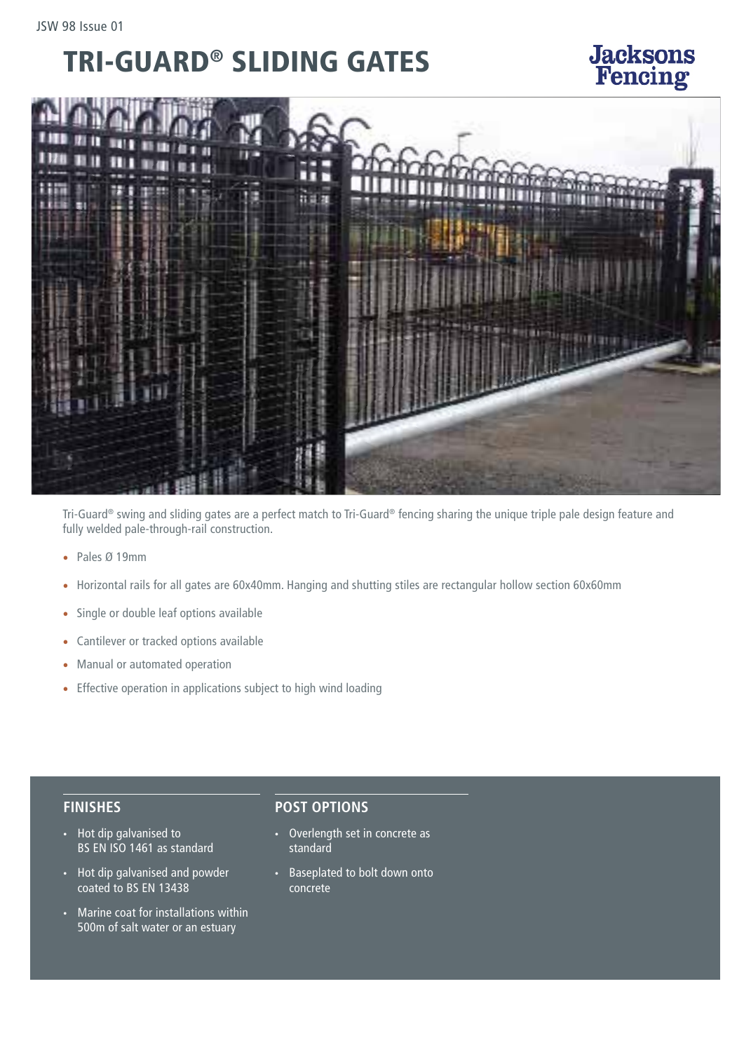JSW 98 Issue 01

# TRI-GUARD® SLIDING GATES

Jacksons Fencing

Tri-Guard® swing and sliding gates are a perfect match to Tri-Guard® fencing sharing the unique triple pale design feature and fully welded pale-through-rail construction.

- Pales Ø 19mm
- Horizontal rails for all gates are 60x40mm. Hanging and shutting stiles are rectangular hollow section 60x60mm
- Single or double leaf options available
- Cantilever or tracked options available
- Manual or automated operation
- Effective operation in applications subject to high wind loading

## FINISHES

- Hot dip galvanised to BS EN ISO 1461 as standard
- Hot dip galvanised and powder coated to BS EN 13438
- Marine coat for installations within 500m of salt water or an estuary

## POST OPTIONS

- Overlength set in concrete as standard
- Baseplated to bolt down onto concrete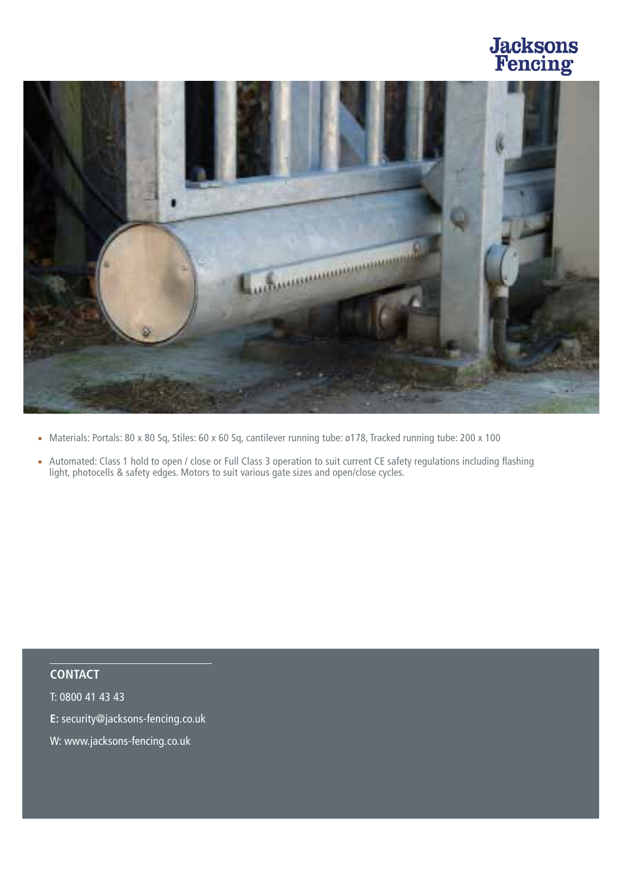- Materials: Portals: 80 x 80 Sq, Stiles: 60 x 60 Sq, cantilever running tube: ø178, Tracked running tube: 200 x 100
- Automated: Class 1 hold to open / close or Full Class 3 operation to suit current CE safety regulations including flashing light, photocells & safety edges. Motors to suit various gate sizes and open/close cycles.

## CONTACT

T: 0800 41 43 43

**E:** security@jacksons-fencing.co.uk

W: www.jacksons-fencing.co.uk